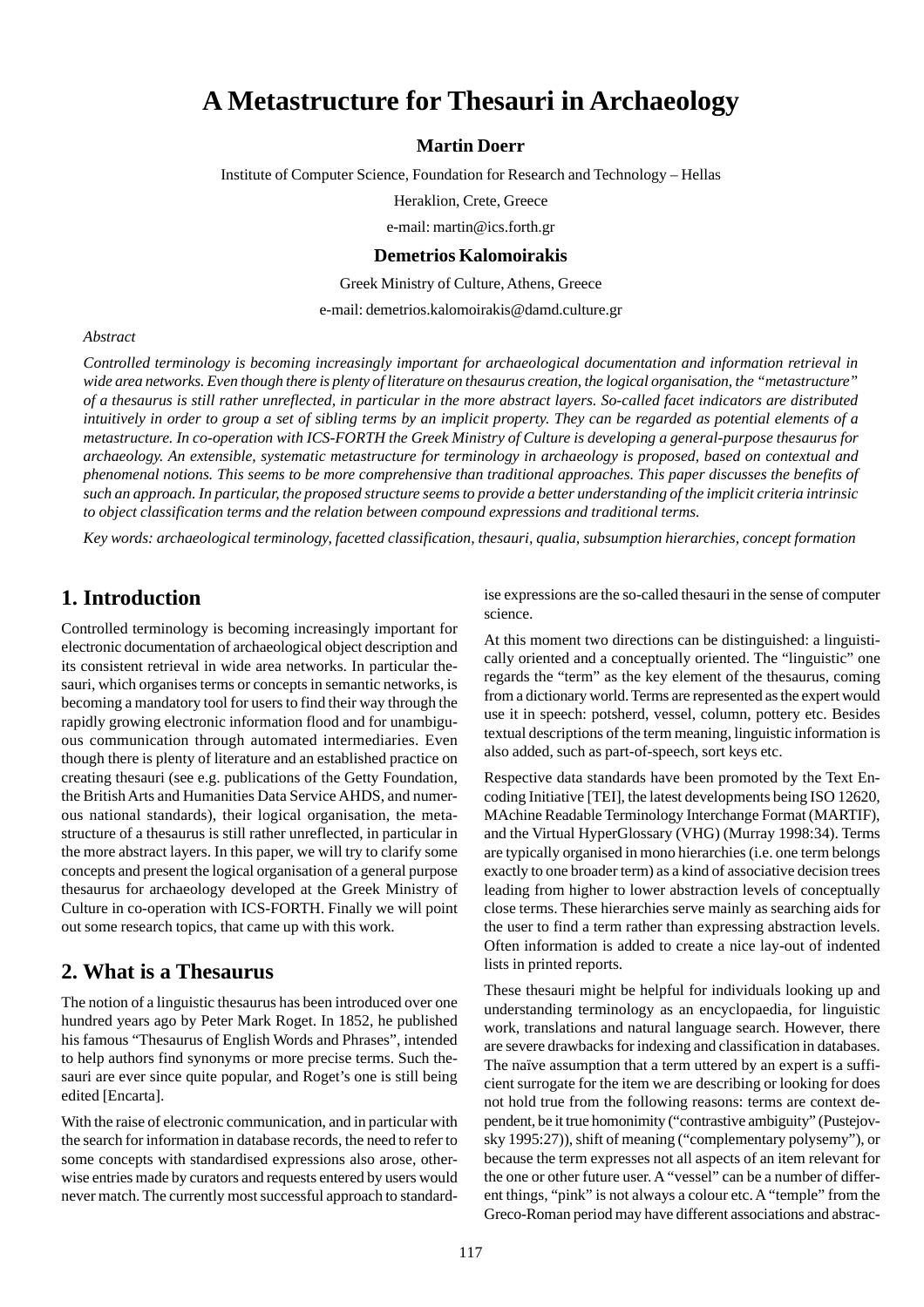# A Metastructure for Thesauri in Archaeology

**Martin Doerr**

Institute of Computer Science, Foundation for Research and Technology – Hellas

Heraklion, Crete, Greece

e-mail: martin@ics.forth.gr

**Demetrios Kalomoirakis**

Greek Ministry of Culture, Athens, Greece

e-mail: demetrios.kalomoirakis@damd.culture.gr

*Abstract*

*Controlled terminology is becoming increasingly important for archaeological documentation and information retrieval in wide area networks. Even though there is plenty of literature on thesaurus creation, the logical organisation, the "metastructure" of a thesaurus is still rather unreflected, in particular in the more abstract layers. So-called facet indicators are distributed intuitively in order to group a set of sibling terms by an implicit property. They can be regarded as potential elements of a metastructure. In co-operation with ICS-FORTH the Greek Ministry of Culture is developing a general-purpose thesaurus for archaeology. An extensible, systematic metastructure for terminology in archaeology is proposed, based on contextual and phenomenal notions. This seems to be more comprehensive than traditional approaches. This paper discusses the benefits of such an approach. In particular, the proposed structure seems to provide a better understanding of the implicit criteria intrinsic to object classification terms and the relation between compound expressions and traditional terms.*

*Key words: archaeological terminology, facetted classification, thesauri, qualia, subsumption hierarchies, concept formation*

## 1. Introduction

Controlled terminology is becoming increasingly important for electronic documentation of archaeological object description and its consistent retrieval in wide area networks. In particular thesauri, which organises terms or concepts in semantic networks, is becoming a mandatory tool for users to find their way through the rapidly growing electronic information flood and for unambiguous communication through automated intermediaries. Even though there is plenty of literature and an established practice on creating thesauri (see e.g. publications of the Getty Foundation, the British Arts and Humanities Data Service AHDS, and numerous national standards), their logical organisation, the metastructure of a thesaurus is still rather unreflected, in particular in the more abstract layers. In this paper, we will try to clarify some concepts and present the logical organisation of a general purpose thesaurus for archaeology developed at the Greek Ministry of Culture in co-operation with ICS-FORTH. Finally we will point out some research topics, that came up with this work.

## 2. What is a Thesaurus

The notion of a linguistic thesaurus has been introduced over one hundred years ago by Peter Mark Roget. In 1852, he published his famous "Thesaurus of English Words and Phrases", intended to help authors find synonyms or more precise terms. Such thesauri are ever since quite popular, and Roget's one is still being edited [Encarta].

With the raise of electronic communication, and in particular with the search for information in database records, the need to refer to some concepts with standardised expressions also arose, otherwise entries made by curators and requests entered by users would never match. The currently most successful approach to standardise expressions are the so-called thesauri in the sense of computer science.

At this moment two directions can be distinguished: a linguistically oriented and a conceptually oriented. The "linguistic" one regards the "term" as the key element of the thesaurus, coming from a dictionary world. Terms are represented as the expert would use it in speech: potsherd, vessel, column, pottery etc. Besides textual descriptions of the term meaning, linguistic information is also added, such as part-of-speech, sort keys etc.

Respective data standards have been promoted by the Text Encoding Initiative [TEI], the latest developments being ISO 12620, MAchine Readable Terminology Interchange Format (MARTIF), and the Virtual HyperGlossary (VHG) (Murray 1998:34). Terms are typically organised in mono hierarchies (i.e. one term belongs exactly to one broader term) as a kind of associative decision trees leading from higher to lower abstraction levels of conceptually close terms. These hierarchies serve mainly as searching aids for the user to find a term rather than expressing abstraction levels. Often information is added to create a nice lay-out of indented lists in printed reports.

These thesauri might be helpful for individuals looking up and understanding terminology as an encyclopaedia, for linguistic work, translations and natural language search. However, there are severe drawbacks for indexing and classification in databases. The naïve assumption that a term uttered by an expert is a sufficient surrogate for the item we are describing or looking for does not hold true from the following reasons: terms are context dependent, be it true homonimity ("contrastive ambiguity" (Pustejovsky 1995:27)), shift of meaning ("complementary polysemy"), or because the term expresses not all aspects of an item relevant for the one or other future user. A "vessel" can be a number of different things, "pink" is not always a colour etc. A "temple" from the Greco-Roman period may have different associations and abstrac-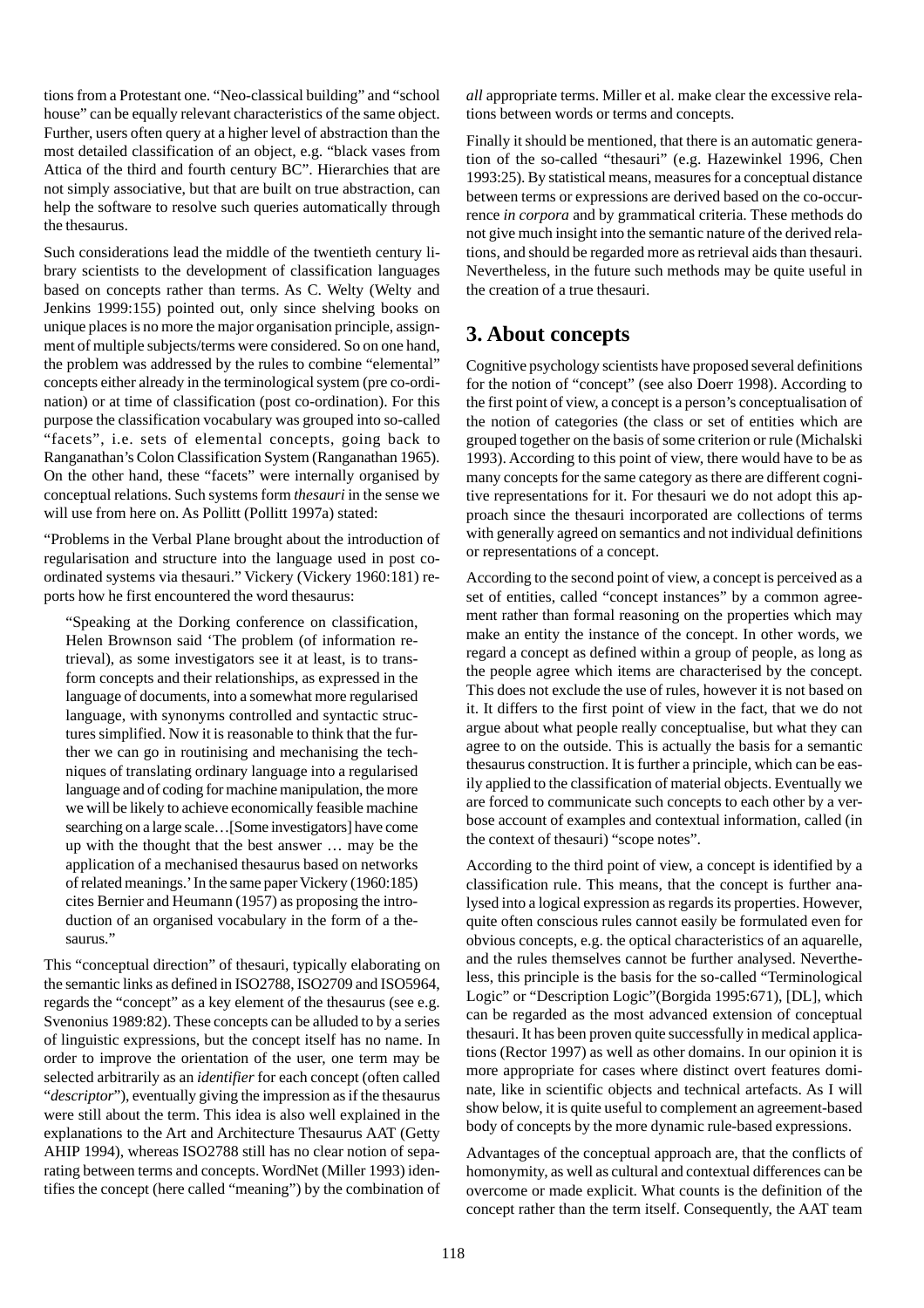tions from a Protestant one. "Neo-classical building" and "school house" can be equally relevant characteristics of the same object. Further, users often query at a higher level of abstraction than the most detailed classification of an object, e.g. "black vases from Attica of the third and fourth century BC". Hierarchies that are not simply associative, but that are built on true abstraction, can help the software to resolve such queries automatically through the thesaurus.

Such considerations lead the middle of the twentieth century library scientists to the development of classification languages based on concepts rather than terms. As C. Welty (Welty and Jenkins 1999:155) pointed out, only since shelving books on unique places is no more the major organisation principle, assignment of multiple subjects/terms were considered. So on one hand, the problem was addressed by the rules to combine "elemental" concepts either already in the terminological system (pre co-ordination) or at time of classification (post co-ordination). For this purpose the classification vocabulary was grouped into so-called "facets", i.e. sets of elemental concepts, going back to Ranganathan's Colon Classification System (Ranganathan 1965). On the other hand, these "facets" were internally organised by conceptual relations. Such systems form *thesauri* in the sense we will use from here on. As Pollitt (Pollitt 1997a) stated:

"Problems in the Verbal Plane brought about the introduction of regularisation and structure into the language used in post coordinated systems via thesauri." Vickery (Vickery 1960:181) reports how he first encountered the word thesaurus:

> "Speaking at the Dorking conference on classification, Helen Brownson said 'The problem (of information retrieval), as some investigators see it at least, is to transform concepts and their relationships, as expressed in the language of documents, into a somewhat more regularised language, with synonyms controlled and syntactic structures simplified. Now it is reasonable to think that the further we can go in routinising and mechanising the techniques of translating ordinary language into a regularised language and of coding for machine manipulation, the more we will be likely to achieve economically feasible machine searching on a large scale…[Some investigators] have come up with the thought that the best answer … may be the application of a mechanised thesaurus based on networks of related meanings.' In the same paper Vickery (1960:185) cites Bernier and Heumann (1957) as proposing the introduction of an organised vocabulary in the form of a thesaurus."

This "conceptual direction" of thesauri, typically elaborating on the semantic links as defined in ISO2788, ISO2709 and ISO5964, regards the "concept" as a key element of the thesaurus (see e.g. Svenonius 1989:82). These concepts can be alluded to by a series of linguistic expressions, but the concept itself has no name. In order to improve the orientation of the user, one term may be selected arbitrarily as an *identifier* for each concept (often called "*descriptor*"), eventually giving the impression as if the thesaurus were still about the term. This idea is also well explained in the explanations to the Art and Architecture Thesaurus AAT (Getty AHIP 1994), whereas ISO2788 still has no clear notion of separating between terms and concepts. WordNet (Miller 1993) identifies the concept (here called "meaning") by the combination of *all* appropriate terms. Miller et al. make clear the excessive relations between words or terms and concepts.

Finally it should be mentioned, that there is an automatic generation of the so-called "thesauri" (e.g. Hazewinkel 1996, Chen 1993:25). By statistical means, measures for a conceptual distance between terms or expressions are derived based on the co-occurrence *in corpora* and by grammatical criteria. These methods do not give much insight into the semantic nature of the derived relations, and should be regarded more as retrieval aids than thesauri. Nevertheless, in the future such methods may be quite useful in the creation of a true thesauri.

## 3. About concepts

Cognitive psychology scientists have proposed several definitions for the notion of "concept" (see also Doerr 1998). According to the first point of view, a concept is a person's conceptualisation of the notion of categories (the class or set of entities which are grouped together on the basis of some criterion or rule (Michalski 1993). According to this point of view, there would have to be as many concepts for the same category as there are different cognitive representations for it. For thesauri we do not adopt this approach since the thesauri incorporated are collections of terms with generally agreed on semantics and not individual definitions or representations of a concept.

According to the second point of view, a concept is perceived as a set of entities, called "concept instances" by a common agreement rather than formal reasoning on the properties which may make an entity the instance of the concept. In other words, we regard a concept as defined within a group of people, as long as the people agree which items are characterised by the concept. This does not exclude the use of rules, however it is not based on it. It differs to the first point of view in the fact, that we do not argue about what people really conceptualise, but what they can agree to on the outside. This is actually the basis for a semantic thesaurus construction. It is further a principle, which can be easily applied to the classification of material objects. Eventually we are forced to communicate such concepts to each other by a verbose account of examples and contextual information, called (in the context of thesauri) "scope notes".

According to the third point of view, a concept is identified by a classification rule. This means, that the concept is further analysed into a logical expression as regards its properties. However, quite often conscious rules cannot easily be formulated even for obvious concepts, e.g. the optical characteristics of an aquarelle, and the rules themselves cannot be further analysed. Nevertheless, this principle is the basis for the so-called "Terminological Logic" or "Description Logic"(Borgida 1995:671), [DL], which can be regarded as the most advanced extension of conceptual thesauri. It has been proven quite successfully in medical applications (Rector 1997) as well as other domains. In our opinion it is more appropriate for cases where distinct overt features dominate, like in scientific objects and technical artefacts. As I will show below, it is quite useful to complement an agreement-based body of concepts by the more dynamic rule-based expressions.

Advantages of the conceptual approach are, that the conflicts of homonymity, as well as cultural and contextual differences can be overcome or made explicit. What counts is the definition of the concept rather than the term itself. Consequently, the AAT team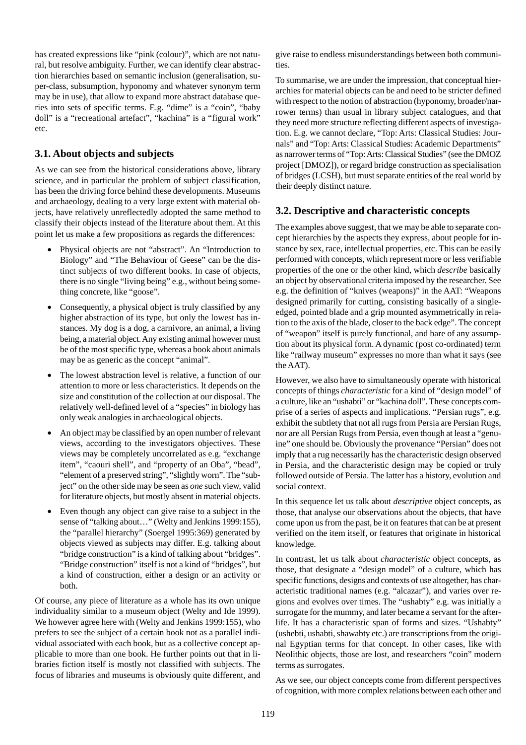has created expressions like "pink (colour)", which are not natural, but resolve ambiguity. Further, we can identify clear abstraction hierarchies based on semantic inclusion (generalisation, super-class, subsumption, hyponomy and whatever synonym term may be in use), that allow to expand more abstract database queries into sets of specific terms. E.g. "dime" is a "coin", "baby doll" is a "recreational artefact", "kachina" is a "figural work" etc.

## 3.1. About objects and subjects

As we can see from the historical considerations above, library science, and in particular the problem of subject classification, has been the driving force behind these developments. Museums and archaeology, dealing to a very large extent with material objects, have relatively unreflectedly adopted the same method to classify their objects instead of the literature about them. At this point let us make a few propositions as regards the differences:

- Physical objects are not "abstract". An "Introduction to Biology" and "The Behaviour of Geese" can be the distinct subjects of two different books. In case of objects, there is no single "living being" e.g., without being something concrete, like "goose".
- Consequently, a physical object is truly classified by any higher abstraction of its type, but only the lowest has instances. My dog is a dog, a carnivore, an animal, a living being, a material object. Any existing animal however must be of the most specific type, whereas a book about animals may be as generic as the concept "animal".
- The lowest abstraction level is relative, a function of our attention to more or less characteristics. It depends on the size and constitution of the collection at our disposal. The relatively well-defined level of a "species" in biology has only weak analogies in archaeological objects.
- An object may be classified by an open number of relevant views, according to the investigators objectives. These views may be completely uncorrelated as e.g. "exchange item", "caouri shell", and "property of an Oba", "bead", "element of a preserved string", "slightly worn". The "subject" on the other side may be seen as *one* such view, valid for literature objects, but mostly absent in material objects.
- Even though any object can give raise to a subject in the sense of "talking about…" (Welty and Jenkins 1999:155), the "parallel hierarchy" (Soergel 1995:369) generated by objects viewed as subjects may differ. E.g. talking about "bridge construction" is a kind of talking about "bridges". "Bridge construction" itself is not a kind of "bridges", but a kind of construction, either a design or an activity or both.

Of course, any piece of literature as a whole has its own unique individuality similar to a museum object (Welty and Ide 1999). We however agree here with (Welty and Jenkins 1999:155), who prefers to see the subject of a certain book not as a parallel individual associated with each book, but as a collective concept applicable to more than one book. He further points out that in libraries fiction itself is mostly not classified with subjects. The focus of libraries and museums is obviously quite different, and give raise to endless misunderstandings between both communities.

To summarise, we are under the impression, that conceptual hierarchies for material objects can be and need to be stricter defined with respect to the notion of abstraction (hyponomy, broader/narrower terms) than usual in library subject catalogues, and that they need more structure reflecting different aspects of investigation. E.g. we cannot declare, "Top: Arts: Classical Studies: Journals" and "Top: Arts: Classical Studies: Academic Departments" as narrower terms of "Top: Arts: Classical Studies" (see the DMOZ project [DMOZ]), or regard bridge construction as specialisation of bridges (LCSH), but must separate entities of the real world by their deeply distinct nature.

## 3.2. Descriptive and characteristic concepts

The examples above suggest, that we may be able to separate concept hierarchies by the aspects they express, about people for instance by sex, race, intellectual properties, etc. This can be easily performed with concepts, which represent more or less verifiable properties of the one or the other kind, which *describe* basically an object by observational criteria imposed by the researcher. See e.g. the definition of "knives (weapons)" in the AAT: "Weapons designed primarily for cutting, consisting basically of a single-edged, pointed blade and a grip mounted asymmetrically in relation to the axis of the blade, closer to the back edge". The concept of "weapon" itself is purely functional, and bare of any assumption about its physical form. A dynamic (post co-ordinated) term like "railway museum" expresses no more than what it says (see the AAT).

However, we also have to simultaneously operate with historical concepts of things *characteristic* for a kind of "design model" of a culture, like an "ushabti" or "kachina doll". These concepts comprise of a series of aspects and implications. "Persian rugs", e.g. exhibit the subtlety that not all rugs from Persia are Persian Rugs, nor are all Persian Rugs from Persia, even though at least a "genuine" one should be. Obviously the provenance "Persian" does not imply that a rug necessarily has the characteristic design observed in Persia, and the characteristic design may be copied or truly followed outside of Persia. The latter has a history, evolution and social context.

In this sequence let us talk about *descriptive* object concepts, as those, that analyse our observations about the objects, that have come upon us from the past, be it on features that can be at present verified on the item itself, or features that originate in historical knowledge.

In contrast, let us talk about *characteristic* object concepts, as those, that designate a "design model" of a culture, which has specific functions, designs and contexts of use altogether, has characteristic traditional names (e.g. "alcazar"), and varies over regions and evolves over times. The "ushabty" e.g. was initially a surrogate for the mummy, and later became a servant for the afterlife. It has a characteristic span of forms and sizes. "Ushabty" (ushebti, ushabti, shawabty etc.) are transcriptions from the original Egyptian terms for that concept. In other cases, like with Neolithic objects, those are lost, and researchers "coin" modern terms as surrogates.

As we see, our object concepts come from different perspectives of cognition, with more complex relations between each other and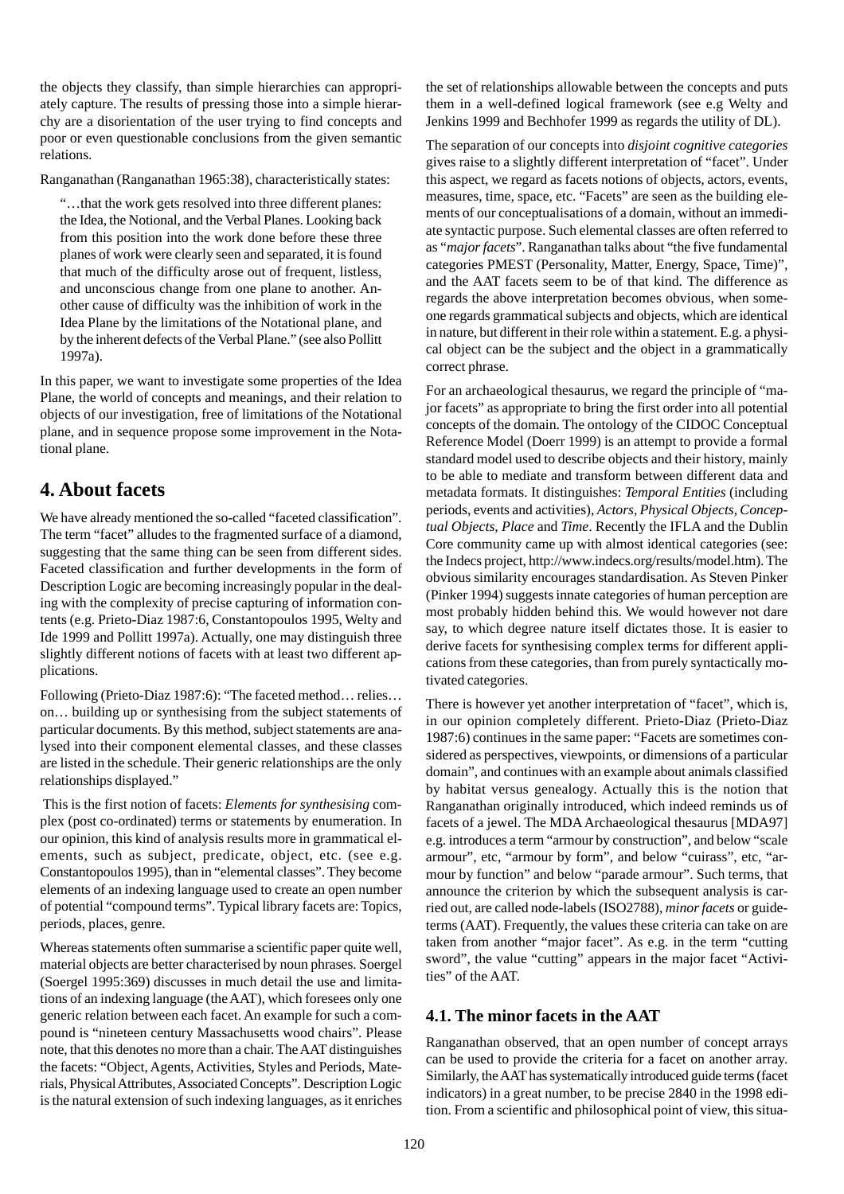the objects they classify, than simple hierarchies can appropriately capture. The results of pressing those into a simple hierarchy are a disorientation of the user trying to find concepts and poor or even questionable conclusions from the given semantic relations.

Ranganathan (Ranganathan 1965:38), characteristically states:

> "…that the work gets resolved into three different planes: the Idea, the Notional, and the Verbal Planes. Looking back from this position into the work done before these three planes of work were clearly seen and separated, it is found that much of the difficulty arose out of frequent, listless, and unconscious change from one plane to another. Another cause of difficulty was the inhibition of work in the Idea Plane by the limitations of the Notational plane, and by the inherent defects of the Verbal Plane." (see also Pollitt 1997a).

In this paper, we want to investigate some properties of the Idea Plane, the world of concepts and meanings, and their relation to objects of our investigation, free of limitations of the Notational plane, and in sequence propose some improvement in the Notational plane.

## 4. About facets

We have already mentioned the so-called "faceted classification". The term "facet" alludes to the fragmented surface of a diamond, suggesting that the same thing can be seen from different sides. Faceted classification and further developments in the form of Description Logic are becoming increasingly popular in the dealing with the complexity of precise capturing of information contents (e.g. Prieto-Diaz 1987:6, Constantopoulos 1995, Welty and Ide 1999 and Pollitt 1997a). Actually, one may distinguish three slightly different notions of facets with at least two different applications.

Following (Prieto-Diaz 1987:6): "The faceted method… relies… on… building up or synthesising from the subject statements of particular documents. By this method, subject statements are analysed into their component elemental classes, and these classes are listed in the schedule. Their generic relationships are the only relationships displayed."

This is the first notion of facets: *Elements for synthesising* complex (post co-ordinated) terms or statements by enumeration. In our opinion, this kind of analysis results more in grammatical elements, such as subject, predicate, object, etc. (see e.g. Constantopoulos 1995), than in "elemental classes". They become elements of an indexing language used to create an open number of potential "compound terms". Typical library facets are: Topics, periods, places, genre.

Whereas statements often summarise a scientific paper quite well, material objects are better characterised by noun phrases. Soergel (Soergel 1995:369) discusses in much detail the use and limitations of an indexing language (the AAT), which foresees only one generic relation between each facet. An example for such a compound is "nineteen century Massachusetts wood chairs". Please note, that this denotes no more than a chair. The AAT distinguishes the facets: "Object, Agents, Activities, Styles and Periods, Materials, Physical Attributes, Associated Concepts". Description Logic is the natural extension of such indexing languages, as it enriches the set of relationships allowable between the concepts and puts them in a well-defined logical framework (see e.g Welty and Jenkins 1999 and Bechhofer 1999 as regards the utility of DL).

The separation of our concepts into *disjoint cognitive categories* gives raise to a slightly different interpretation of "facet". Under this aspect, we regard as facets notions of objects, actors, events, measures, time, space, etc. "Facets" are seen as the building elements of our conceptualisations of a domain, without an immediate syntactic purpose. Such elemental classes are often referred to as "*major facets*". Ranganathan talks about "the five fundamental categories PMEST (Personality, Matter, Energy, Space, Time)", and the AAT facets seem to be of that kind. The difference as regards the above interpretation becomes obvious, when someone regards grammatical subjects and objects, which are identical in nature, but different in their role within a statement. E.g. a physical object can be the subject and the object in a grammatically correct phrase.

For an archaeological thesaurus, we regard the principle of "major facets" as appropriate to bring the first order into all potential concepts of the domain. The ontology of the CIDOC Conceptual Reference Model (Doerr 1999) is an attempt to provide a formal standard model used to describe objects and their history, mainly to be able to mediate and transform between different data and metadata formats. It distinguishes: *Temporal Entities* (including periods, events and activities), *Actors, Physical Objects, Conceptual Objects, Place* and *Time*. Recently the IFLA and the Dublin Core community came up with almost identical categories (see: the Indecs project, http://www.indecs.org/results/model.htm). The obvious similarity encourages standardisation. As Steven Pinker (Pinker 1994) suggests innate categories of human perception are most probably hidden behind this. We would however not dare say, to which degree nature itself dictates those. It is easier to derive facets for synthesising complex terms for different applications from these categories, than from purely syntactically motivated categories.

There is however yet another interpretation of "facet", which is, in our opinion completely different. Prieto-Diaz (Prieto-Diaz 1987:6) continues in the same paper: "Facets are sometimes considered as perspectives, viewpoints, or dimensions of a particular domain", and continues with an example about animals classified by habitat versus genealogy. Actually this is the notion that Ranganathan originally introduced, which indeed reminds us of facets of a jewel. The MDA Archaeological thesaurus [MDA97] e.g. introduces a term "armour by construction", and below "scale armour", etc, "armour by form", and below "cuirass", etc, "armour by function" and below "parade armour". Such terms, that announce the criterion by which the subsequent analysis is carried out, are called node-labels (ISO2788), *minor facets* or guide-terms (AAT). Frequently, the values these criteria can take on are taken from another "major facet". As e.g. in the term "cutting sword", the value "cutting" appears in the major facet "Activities" of the AAT.

### 4.1. The minor facets in the AAT

Ranganathan observed, that an open number of concept arrays can be used to provide the criteria for a facet on another array. Similarly, the AAT has systematically introduced guide terms (facet indicators) in a great number, to be precise 2840 in the 1998 edition. From a scientific and philosophical point of view, this situa-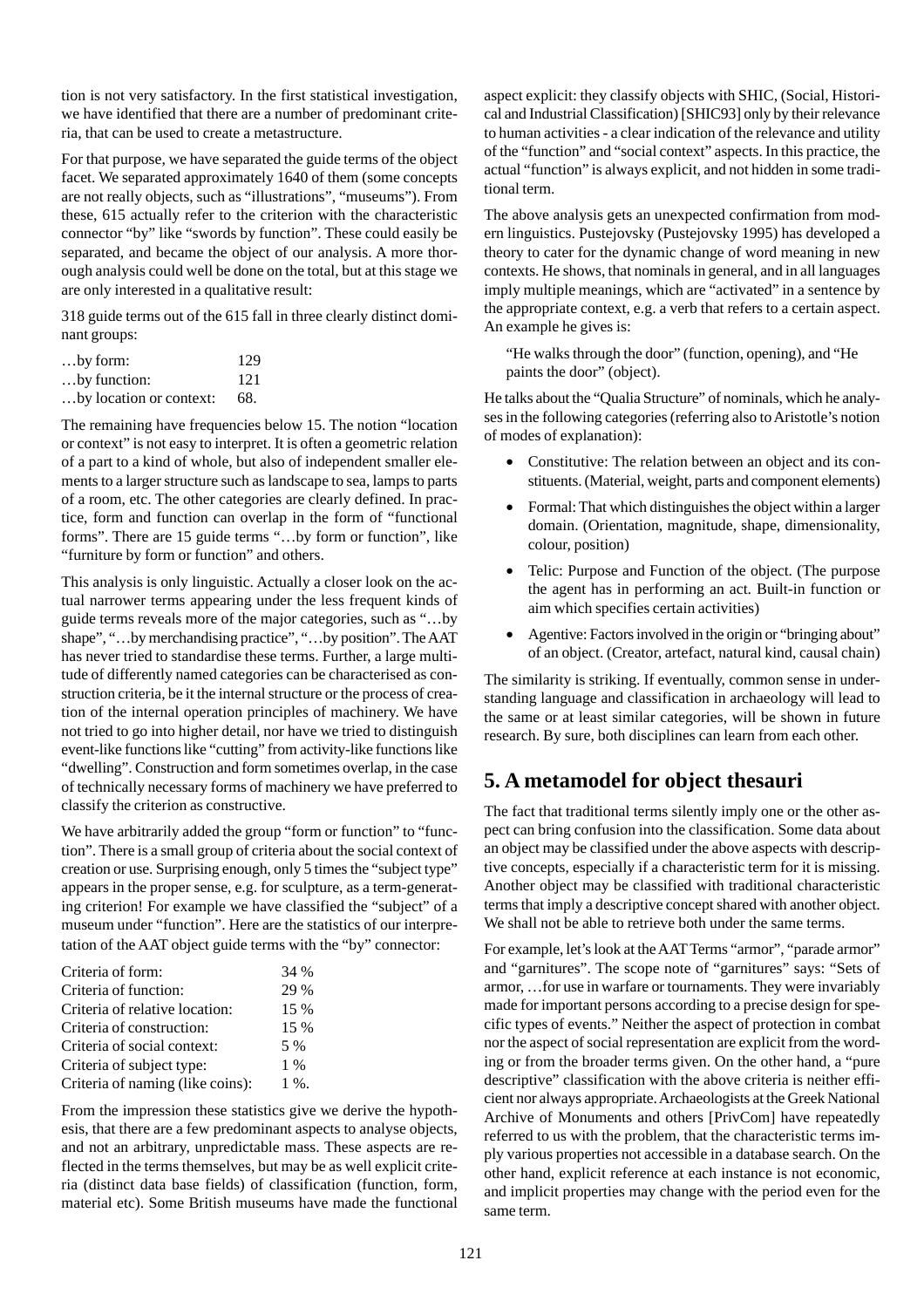tion is not very satisfactory. In the first statistical investigation, we have identified that there are a number of predominant criteria, that can be used to create a metastructure.

For that purpose, we have separated the guide terms of the object facet. We separated approximately 1640 of them (some concepts are not really objects, such as "illustrations", "museums"). From these, 615 actually refer to the criterion with the characteristic connector "by" like "swords by function". These could easily be separated, and became the object of our analysis. A more thorough analysis could well be done on the total, but at this stage we are only interested in a qualitative result:

318 guide terms out of the 615 fall in three clearly distinct dominant groups:

| | |
|---|---|
| …by form: | 129 |
| …by function: | 121 |
| …by location or context: | 68. |

The remaining have frequencies below 15. The notion "location or context" is not easy to interpret. It is often a geometric relation of a part to a kind of whole, but also of independent smaller elements to a larger structure such as landscape to sea, lamps to parts of a room, etc. The other categories are clearly defined. In practice, form and function can overlap in the form of "functional forms". There are 15 guide terms "…by form or function", like "furniture by form or function" and others.

This analysis is only linguistic. Actually a closer look on the actual narrower terms appearing under the less frequent kinds of guide terms reveals more of the major categories, such as "…by shape", "…by merchandising practice", "…by position". The AAT has never tried to standardise these terms. Further, a large multitude of differently named categories can be characterised as construction criteria, be it the internal structure or the process of creation of the internal operation principles of machinery. We have not tried to go into higher detail, nor have we tried to distinguish event-like functions like "cutting" from activity-like functions like "dwelling". Construction and form sometimes overlap, in the case of technically necessary forms of machinery we have preferred to classify the criterion as constructive.

We have arbitrarily added the group "form or function" to "function". There is a small group of criteria about the social context of creation or use. Surprising enough, only 5 times the "subject type" appears in the proper sense, e.g. for sculpture, as a term-generating criterion! For example we have classified the "subject" of a museum under "function". Here are the statistics of our interpretation of the AAT object guide terms with the "by" connector:

| | |
|---|---|
| Criteria of form: | 34 % |
| Criteria of function: | 29 % |
| Criteria of relative location: | 15 % |
| Criteria of construction: | 15 % |
| Criteria of social context: | 5 % |
| Criteria of subject type: | 1 % |
| Criteria of naming (like coins): | 1 %. |

From the impression these statistics give we derive the hypothesis, that there are a few predominant aspects to analyse objects, and not an arbitrary, unpredictable mass. These aspects are reflected in the terms themselves, but may be as well explicit criteria (distinct data base fields) of classification (function, form, material etc). Some British museums have made the functional aspect explicit: they classify objects with SHIC, (Social, Historical and Industrial Classification) [SHIC93] only by their relevance to human activities - a clear indication of the relevance and utility of the "function" and "social context" aspects. In this practice, the actual "function" is always explicit, and not hidden in some traditional term.

The above analysis gets an unexpected confirmation from modern linguistics. Pustejovsky (Pustejovsky 1995) has developed a theory to cater for the dynamic change of word meaning in new contexts. He shows, that nominals in general, and in all languages imply multiple meanings, which are "activated" in a sentence by the appropriate context, e.g. a verb that refers to a certain aspect. An example he gives is:

> "He walks through the door" (function, opening), and "He paints the door" (object).

He talks about the "Qualia Structure" of nominals, which he analyses in the following categories (referring also to Aristotle's notion of modes of explanation):

- Constitutive: The relation between an object and its constituents. (Material, weight, parts and component elements)
- Formal: That which distinguishes the object within a larger domain. (Orientation, magnitude, shape, dimensionality, colour, position)
- Telic: Purpose and Function of the object. (The purpose the agent has in performing an act. Built-in function or aim which specifies certain activities)
- Agentive: Factors involved in the origin or "bringing about" of an object. (Creator, artefact, natural kind, causal chain)

The similarity is striking. If eventually, common sense in understanding language and classification in archaeology will lead to the same or at least similar categories, will be shown in future research. By sure, both disciplines can learn from each other.

## 5. A metamodel for object thesauri

The fact that traditional terms silently imply one or the other aspect can bring confusion into the classification. Some data about an object may be classified under the above aspects with descriptive concepts, especially if a characteristic term for it is missing. Another object may be classified with traditional characteristic terms that imply a descriptive concept shared with another object. We shall not be able to retrieve both under the same terms.

For example, let's look at the AAT Terms "armor", "parade armor" and "garnitures". The scope note of "garnitures" says: "Sets of armor, …for use in warfare or tournaments. They were invariably made for important persons according to a precise design for specific types of events." Neither the aspect of protection in combat nor the aspect of social representation are explicit from the wording or from the broader terms given. On the other hand, a "pure descriptive" classification with the above criteria is neither efficient nor always appropriate. Archaeologists at the Greek National Archive of Monuments and others [PrivCom] have repeatedly referred to us with the problem, that the characteristic terms imply various properties not accessible in a database search. On the other hand, explicit reference at each instance is not economic, and implicit properties may change with the period even for the same term.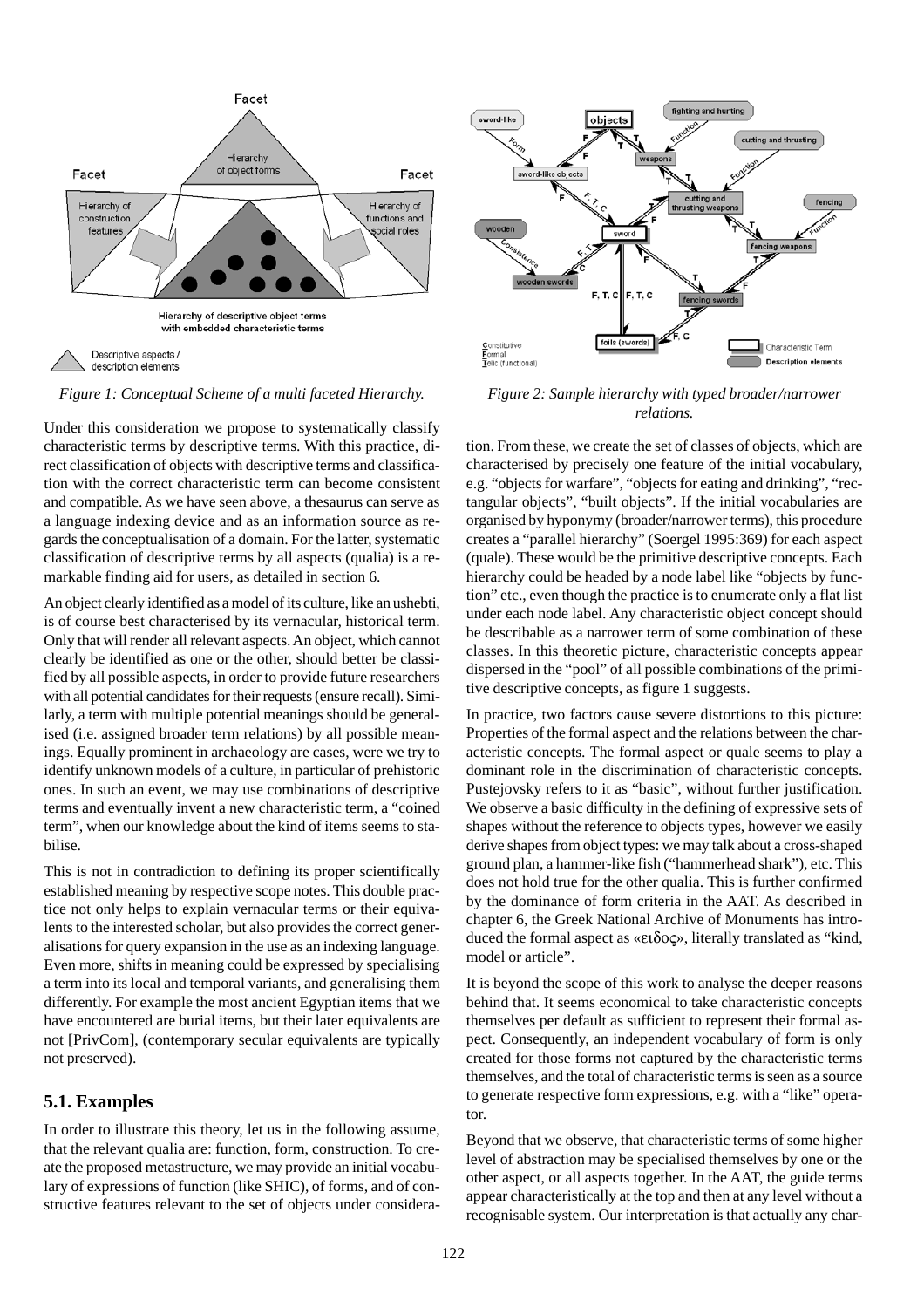*Figure 1: Conceptual Scheme of a multi faceted Hierarchy.*

*Figure 2: Sample hierarchy with typed broader/narrower relations.*

Under this consideration we propose to systematically classify characteristic terms by descriptive terms. With this practice, direct classification of objects with descriptive terms and classification with the correct characteristic term can become consistent and compatible. As we have seen above, a thesaurus can serve as a language indexing device and as an information source as regards the conceptualisation of a domain. For the latter, systematic classification of descriptive terms by all aspects (qualia) is a remarkable finding aid for users, as detailed in section 6.

An object clearly identified as a model of its culture, like an ushebti, is of course best characterised by its vernacular, historical term. Only that will render all relevant aspects. An object, which cannot clearly be identified as one or the other, should better be classified by all possible aspects, in order to provide future researchers with all potential candidates for their requests (ensure recall). Similarly, a term with multiple potential meanings should be generalised (i.e. assigned broader term relations) by all possible meanings. Equally prominent in archaeology are cases, were we try to identify unknown models of a culture, in particular of prehistoric ones. In such an event, we may use combinations of descriptive terms and eventually invent a new characteristic term, a "coined term", when our knowledge about the kind of items seems to stabilise.

This is not in contradiction to defining its proper scientifically established meaning by respective scope notes. This double practice not only helps to explain vernacular terms or their equivalents to the interested scholar, but also provides the correct generalisations for query expansion in the use as an indexing language. Even more, shifts in meaning could be expressed by specialising a term into its local and temporal variants, and generalising them differently. For example the most ancient Egyptian items that we have encountered are burial items, but their later equivalents are not [PrivCom], (contemporary secular equivalents are typically not preserved).

## 5.1. Examples

In order to illustrate this theory, let us in the following assume, that the relevant qualia are: function, form, construction. To create the proposed metastructure, we may provide an initial vocabulary of expressions of function (like SHIC), of forms, and of constructive features relevant to the set of objects under consideration. From these, we create the set of classes of objects, which are characterised by precisely one feature of the initial vocabulary, e.g. "objects for warfare", "objects for eating and drinking", "rectangular objects", "built objects". If the initial vocabularies are organised by hyponymy (broader/narrower terms), this procedure creates a "parallel hierarchy" (Soergel 1995:369) for each aspect (quale). These would be the primitive descriptive concepts. Each hierarchy could be headed by a node label like "objects by function" etc., even though the practice is to enumerate only a flat list under each node label. Any characteristic object concept should be describable as a narrower term of some combination of these classes. In this theoretic picture, characteristic concepts appear dispersed in the "pool" of all possible combinations of the primitive descriptive concepts, as figure 1 suggests.

In practice, two factors cause severe distortions to this picture: Properties of the formal aspect and the relations between the characteristic concepts. The formal aspect or quale seems to play a dominant role in the discrimination of characteristic concepts. Pustejovsky refers to it as "basic", without further justification. We observe a basic difficulty in the defining of expressive sets of shapes without the reference to objects types, however we easily derive shapes from object types: we may talk about a cross-shaped ground plan, a hammer-like fish ("hammerhead shark"), etc. This does not hold true for the other qualia. This is further confirmed by the dominance of form criteria in the AAT. As described in chapter 6, the Greek National Archive of Monuments has introduced the formal aspect as «ειδος», literally translated as "kind, model or article".

It is beyond the scope of this work to analyse the deeper reasons behind that. It seems economical to take characteristic concepts themselves per default as sufficient to represent their formal aspect. Consequently, an independent vocabulary of form is only created for those forms not captured by the characteristic terms themselves, and the total of characteristic terms is seen as a source to generate respective form expressions, e.g. with a "like" operator.

Beyond that we observe, that characteristic terms of some higher level of abstraction may be specialised themselves by one or the other aspect, or all aspects together. In the AAT, the guide terms appear characteristically at the top and then at any level without a recognisable system. Our interpretation is that actually any char-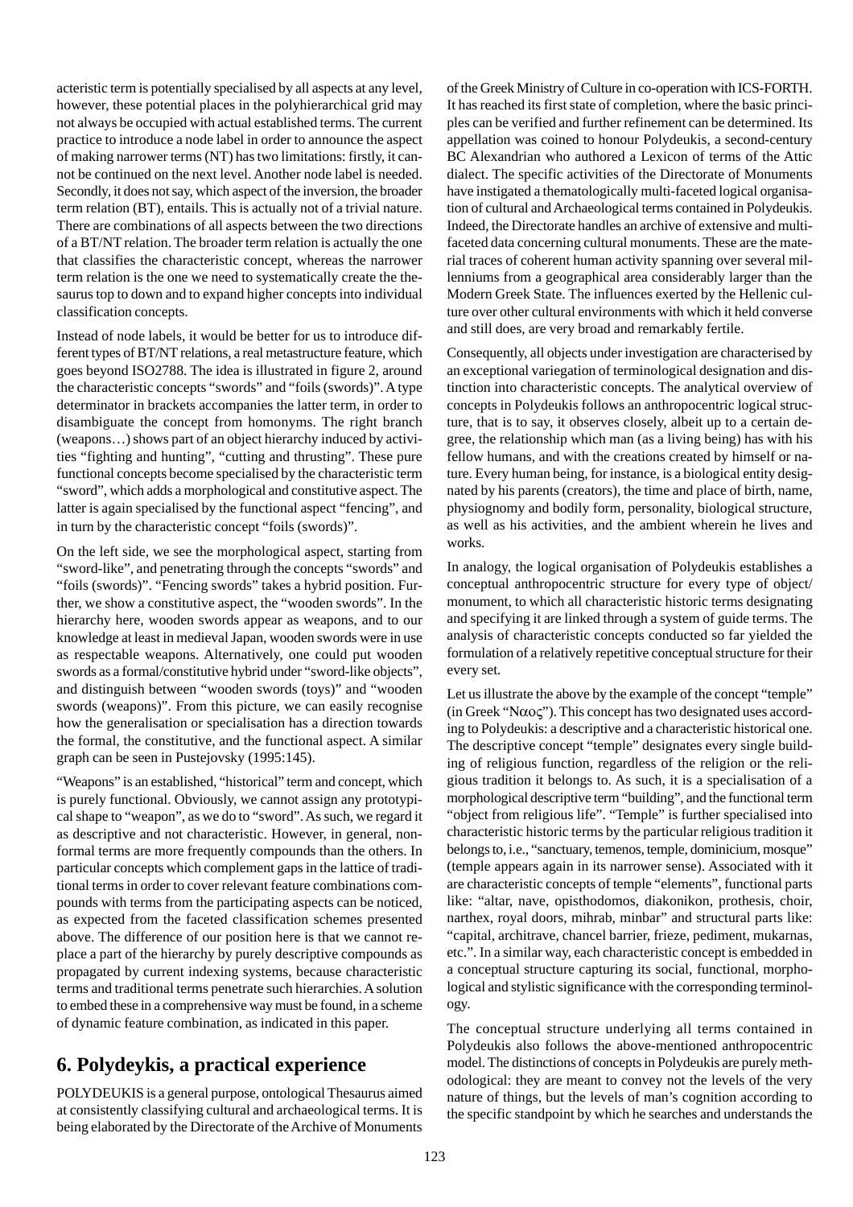acteristic term is potentially specialised by all aspects at any level, however, these potential places in the polyhierarchical grid may not always be occupied with actual established terms. The current practice to introduce a node label in order to announce the aspect of making narrower terms (NT) has two limitations: firstly, it cannot be continued on the next level. Another node label is needed. Secondly, it does not say, which aspect of the inversion, the broader term relation (BT), entails. This is actually not of a trivial nature. There are combinations of all aspects between the two directions of a BT/NT relation. The broader term relation is actually the one that classifies the characteristic concept, whereas the narrower term relation is the one we need to systematically create the thesaurus top to down and to expand higher concepts into individual classification concepts.

Instead of node labels, it would be better for us to introduce different types of BT/NT relations, a real metastructure feature, which goes beyond ISO2788. The idea is illustrated in figure 2, around the characteristic concepts "swords" and "foils (swords)". A type determinator in brackets accompanies the latter term, in order to disambiguate the concept from homonyms. The right branch (weapons…) shows part of an object hierarchy induced by activities "fighting and hunting", "cutting and thrusting". These pure functional concepts become specialised by the characteristic term "sword", which adds a morphological and constitutive aspect. The latter is again specialised by the functional aspect "fencing", and in turn by the characteristic concept "foils (swords)".

On the left side, we see the morphological aspect, starting from "sword-like", and penetrating through the concepts "swords" and "foils (swords)". "Fencing swords" takes a hybrid position. Further, we show a constitutive aspect, the "wooden swords". In the hierarchy here, wooden swords appear as weapons, and to our knowledge at least in medieval Japan, wooden swords were in use as respectable weapons. Alternatively, one could put wooden swords as a formal/constitutive hybrid under "sword-like objects", and distinguish between "wooden swords (toys)" and "wooden swords (weapons)". From this picture, we can easily recognise how the generalisation or specialisation has a direction towards the formal, the constitutive, and the functional aspect. A similar graph can be seen in Pustejovsky (1995:145).

"Weapons" is an established, "historical" term and concept, which is purely functional. Obviously, we cannot assign any prototypical shape to "weapon", as we do to "sword". As such, we regard it as descriptive and not characteristic. However, in general, non-formal terms are more frequently compounds than the others. In particular concepts which complement gaps in the lattice of traditional terms in order to cover relevant feature combinations compounds with terms from the participating aspects can be noticed, as expected from the faceted classification schemes presented above. The difference of our position here is that we cannot replace a part of the hierarchy by purely descriptive compounds as propagated by current indexing systems, because characteristic terms and traditional terms penetrate such hierarchies. A solution to embed these in a comprehensive way must be found, in a scheme of dynamic feature combination, as indicated in this paper.

## 6. Polydeykis, a practical experience

POLYDEUKIS is a general purpose, ontological Thesaurus aimed at consistently classifying cultural and archaeological terms. It is being elaborated by the Directorate of the Archive of Monuments of the Greek Ministry of Culture in co-operation with ICS-FORTH. It has reached its first state of completion, where the basic principles can be verified and further refinement can be determined. Its appellation was coined to honour Polydeukis, a second-century BC Alexandrian who authored a Lexicon of terms of the Attic dialect. The specific activities of the Directorate of Monuments have instigated a thematologically multi-faceted logical organisation of cultural and Archaeological terms contained in Polydeukis. Indeed, the Directorate handles an archive of extensive and multi-faceted data concerning cultural monuments. These are the material traces of coherent human activity spanning over several millenniums from a geographical area considerably larger than the Modern Greek State. The influences exerted by the Hellenic culture over other cultural environments with which it held converse and still does, are very broad and remarkably fertile.

Consequently, all objects under investigation are characterised by an exceptional variegation of terminological designation and distinction into characteristic concepts. The analytical overview of concepts in Polydeukis follows an anthropocentric logical structure, that is to say, it observes closely, albeit up to a certain degree, the relationship which man (as a living being) has with his fellow humans, and with the creations created by himself or nature. Every human being, for instance, is a biological entity designated by his parents (creators), the time and place of birth, name, physiognomy and bodily form, personality, biological structure, as well as his activities, and the ambient wherein he lives and works.

In analogy, the logical organisation of Polydeukis establishes a conceptual anthropocentric structure for every type of object/monument, to which all characteristic historic terms designating and specifying it are linked through a system of guide terms. The analysis of characteristic concepts conducted so far yielded the formulation of a relatively repetitive conceptual structure for their every set.

Let us illustrate the above by the example of the concept "temple" (in Greek "Ναος"). This concept has two designated uses according to Polydeukis: a descriptive and a characteristic historical one. The descriptive concept "temple" designates every single building of religious function, regardless of the religion or the religious tradition it belongs to. As such, it is a specialisation of a morphological descriptive term "building", and the functional term "object from religious life". "Temple" is further specialised into characteristic historic terms by the particular religious tradition it belongs to, i.e., "sanctuary, temenos, temple, dominicium, mosque" (temple appears again in its narrower sense). Associated with it are characteristic concepts of temple "elements", functional parts like: "altar, nave, opisthodomos, diakonikon, prothesis, choir, narthex, royal doors, mihrab, minbar" and structural parts like: "capital, architrave, chancel barrier, frieze, pediment, mukarnas, etc.". In a similar way, each characteristic concept is embedded in a conceptual structure capturing its social, functional, morphological and stylistic significance with the corresponding terminology.

The conceptual structure underlying all terms contained in Polydeukis also follows the above-mentioned anthropocentric model. The distinctions of concepts in Polydeukis are purely methodological: they are meant to convey not the levels of the very nature of things, but the levels of man's cognition according to the specific standpoint by which he searches and understands the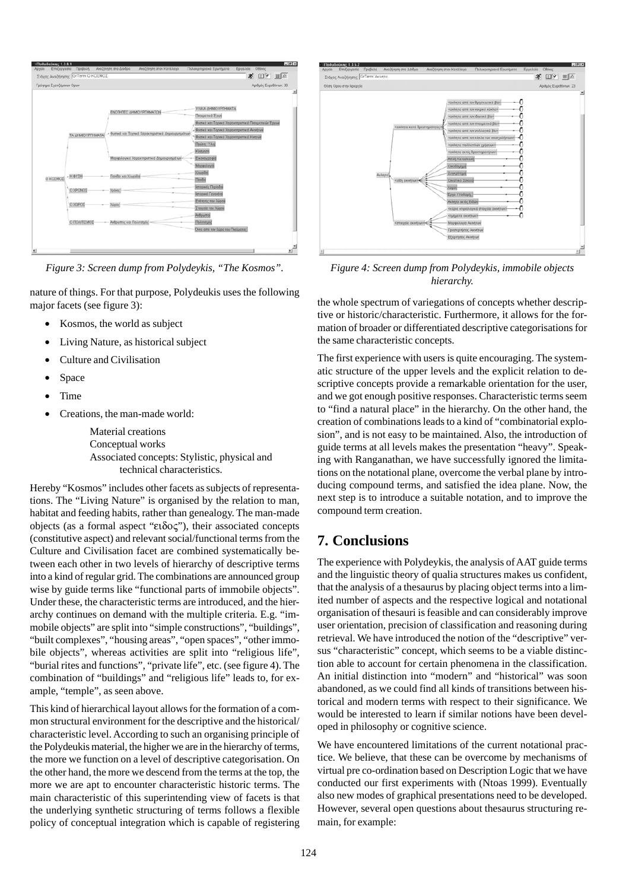*Figure 3: Screen dump from Polydeykis, “The Kosmos”.*

*Figure 4: Screen dump from Polydeykis, immobile objects hierarchy.*

nature of things. For that purpose, Polydeukis uses the following major facets (see figure 3):

- Kosmos, the world as subject
- Living Nature, as historical subject
- Culture and Civilisation
- Space
- Time
- Creations, the man-made world:

  Material creations
  Conceptual works
  Associated concepts: Stylistic, physical and technical characteristics.

Hereby “Kosmos” includes other facets as subjects of representations. The “Living Nature” is organised by the relation to man, habitat and feeding habits, rather than genealogy. The man-made objects (as a formal aspect “ειδος”), their associated concepts (constitutive aspect) and relevant social/functional terms from the Culture and Civilisation facet are combined systematically between each other in two levels of hierarchy of descriptive terms into a kind of regular grid. The combinations are announced group wise by guide terms like “functional parts of immobile objects”. Under these, the characteristic terms are introduced, and the hierarchy continues on demand with the multiple criteria. E.g. “immobile objects” are split into “simple constructions”, “buildings”, “built complexes”, “housing areas”, “open spaces”, “other immobile objects”, whereas activities are split into “religious life”, “burial rites and functions”, “private life”, etc. (see figure 4). The combination of “buildings” and “religious life” leads to, for example, “temple”, as seen above.

This kind of hierarchical layout allows for the formation of a common structural environment for the descriptive and the historical/characteristic level. According to such an organising principle of the Polydeukis material, the higher we are in the hierarchy of terms, the more we function on a level of descriptive categorisation. On the other hand, the more we descend from the terms at the top, the more we are apt to encounter characteristic historic terms. The main characteristic of this superintending view of facets is that the underlying synthetic structuring of terms follows a flexible policy of conceptual integration which is capable of registering the whole spectrum of variegations of concepts whether descriptive or historic/characteristic. Furthermore, it allows for the formation of broader or differentiated descriptive categorisations for the same characteristic concepts.

The first experience with users is quite encouraging. The systematic structure of the upper levels and the explicit relation to descriptive concepts provide a remarkable orientation for the user, and we got enough positive responses. Characteristic terms seem to “find a natural place” in the hierarchy. On the other hand, the creation of combinations leads to a kind of “combinatorial explosion”, and is not easy to be maintained. Also, the introduction of guide terms at all levels makes the presentation “heavy”. Speaking with Ranganathan, we have successfully ignored the limitations on the notational plane, overcome the verbal plane by introducing compound terms, and satisfied the idea plane. Now, the next step is to introduce a suitable notation, and to improve the compound term creation.

## 7. Conclusions

The experience with Polydeykis, the analysis of AAT guide terms and the linguistic theory of qualia structures makes us confident, that the analysis of a thesaurus by placing object terms into a limited number of aspects and the respective logical and notational organisation of thesauri is feasible and can considerably improve user orientation, precision of classification and reasoning during retrieval. We have introduced the notion of the “descriptive” versus “characteristic” concept, which seems to be a viable distinction able to account for certain phenomena in the classification. An initial distinction into “modern” and “historical” was soon abandoned, as we could find all kinds of transitions between historical and modern terms with respect to their significance. We would be interested to learn if similar notions have been developed in philosophy or cognitive science.

We have encountered limitations of the current notational practice. We believe, that these can be overcome by mechanisms of virtual pre co-ordination based on Description Logic that we have conducted our first experiments with (Ntoas 1999). Eventually also new modes of graphical presentations need to be developed. However, several open questions about thesaurus structuring remain, for example: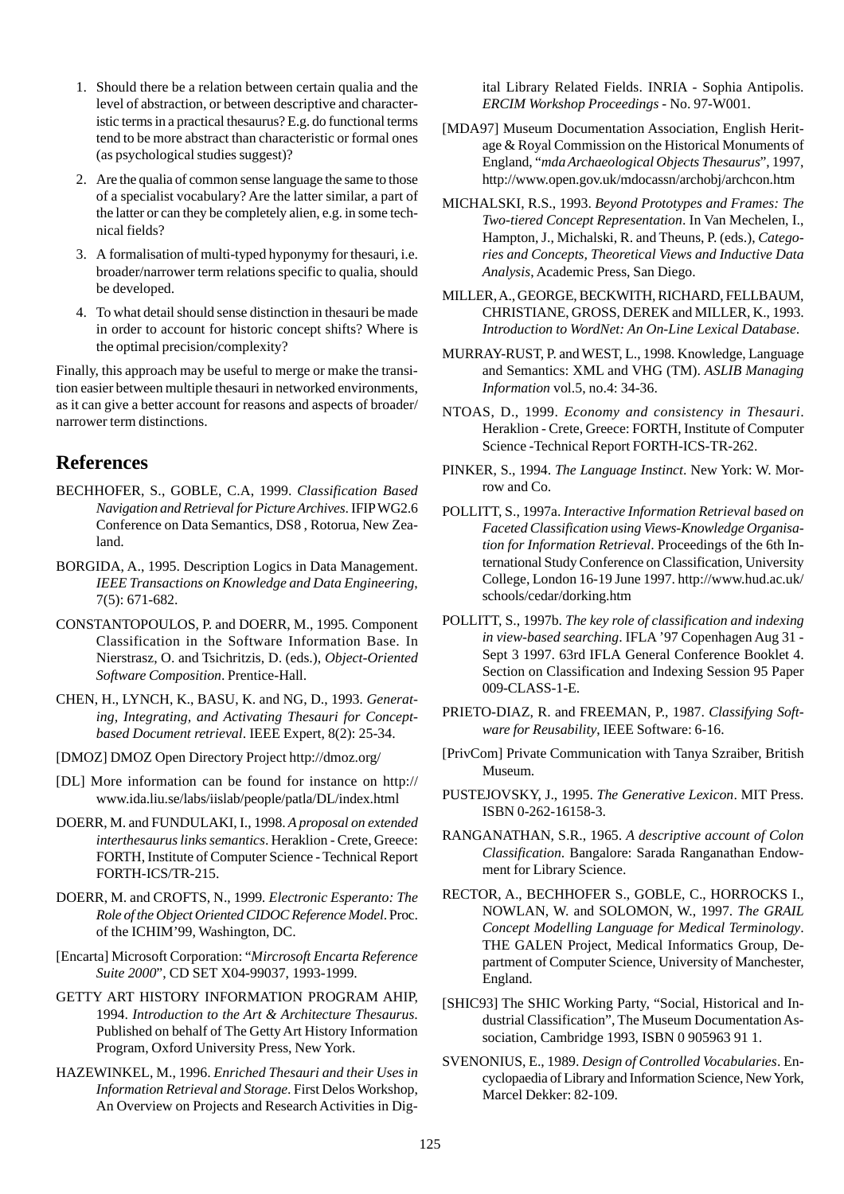1. Should there be a relation between certain qualia and the level of abstraction, or between descriptive and characteristic terms in a practical thesaurus? E.g. do functional terms tend to be more abstract than characteristic or formal ones (as psychological studies suggest)?
2. Are the qualia of common sense language the same to those of a specialist vocabulary? Are the latter similar, a part of the latter or can they be completely alien, e.g. in some technical fields?
3. A formalisation of multi-typed hyponymy for thesauri, i.e. broader/narrower term relations specific to qualia, should be developed.
4. To what detail should sense distinction in thesauri be made in order to account for historic concept shifts? Where is the optimal precision/complexity?

Finally, this approach may be useful to merge or make the transition easier between multiple thesauri in networked environments, as it can give a better account for reasons and aspects of broader/narrower term distinctions.

## References

BECHHOFER, S., GOBLE, C.A, 1999. *Classification Based Navigation and Retrieval for Picture Archives*. IFIP WG2.6 Conference on Data Semantics, DS8 , Rotorua, New Zealand.

BORGIDA, A., 1995. Description Logics in Data Management. *IEEE Transactions on Knowledge and Data Engineering*, 7(5): 671-682.

CONSTANTOPOULOS, P. and DOERR, M., 1995. Component Classification in the Software Information Base. In Nierstrasz, O. and Tsichritzis, D. (eds.), *Object-Oriented Software Composition*. Prentice-Hall.

CHEN, H., LYNCH, K., BASU, K. and NG, D., 1993. *Generating, Integrating, and Activating Thesauri for Concept-based Document retrieval*. IEEE Expert, 8(2): 25-34.

[DMOZ] DMOZ Open Directory Project http://dmoz.org/

[DL] More information can be found for instance on http://www.ida.liu.se/labs/iislab/people/patla/DL/index.html

DOERR, M. and FUNDULAKI, I., 1998. *A proposal on extended interthesaurus links semantics*. Heraklion - Crete, Greece: FORTH, Institute of Computer Science - Technical Report FORTH-ICS/TR-215.

DOERR, M. and CROFTS, N., 1999. *Electronic Esperanto: The Role of the Object Oriented CIDOC Reference Model*. Proc. of the ICHIM'99, Washington, DC.

[Encarta] Microsoft Corporation: "*Mircrosoft Encarta Reference Suite 2000*", CD SET X04-99037, 1993-1999.

GETTY ART HISTORY INFORMATION PROGRAM AHIP, 1994. *Introduction to the Art & Architecture Thesaurus*. Published on behalf of The Getty Art History Information Program, Oxford University Press, New York.

HAZEWINKEL, M., 1996. *Enriched Thesauri and their Uses in Information Retrieval and Storage*. First Delos Workshop, An Overview on Projects and Research Activities in Digital Library Related Fields. INRIA - Sophia Antipolis. *ERCIM Workshop Proceedings* - No. 97-W001.

[MDA97] Museum Documentation Association, English Heritage & Royal Commission on the Historical Monuments of England, "*mda Archaeological Objects Thesaurus*", 1997, http://www.open.gov.uk/mdocassn/archobj/archcon.htm

MICHALSKI, R.S., 1993. *Beyond Prototypes and Frames: The Two-tiered Concept Representation*. In Van Mechelen, I., Hampton, J., Michalski, R. and Theuns, P. (eds.), *Categories and Concepts, Theoretical Views and Inductive Data Analysis*, Academic Press, San Diego.

MILLER, A., GEORGE, BECKWITH, RICHARD, FELLBAUM, CHRISTIANE, GROSS, DEREK and MILLER, K., 1993. *Introduction to WordNet: An On-Line Lexical Database*.

MURRAY-RUST, P. and WEST, L., 1998. Knowledge, Language and Semantics: XML and VHG (TM). *ASLIB Managing Information* vol.5, no.4: 34-36.

NTOAS, D., 1999. *Economy and consistency in Thesauri*. Heraklion - Crete, Greece: FORTH, Institute of Computer Science -Technical Report FORTH-ICS-TR-262.

PINKER, S., 1994. *The Language Instinct*. New York: W. Morrow and Co.

POLLITT, S., 1997a. *Interactive Information Retrieval based on Faceted Classification using Views-Knowledge Organisation for Information Retrieval*. Proceedings of the 6th International Study Conference on Classification, University College, London 16-19 June 1997. http://www.hud.ac.uk/schools/cedar/dorking.htm

POLLITT, S., 1997b. *The key role of classification and indexing in view-based searching*. IFLA '97 Copenhagen Aug 31 - Sept 3 1997. 63rd IFLA General Conference Booklet 4. Section on Classification and Indexing Session 95 Paper 009-CLASS-1-E.

PRIETO-DIAZ, R. and FREEMAN, P., 1987. *Classifying Software for Reusability*, IEEE Software: 6-16.

[PrivCom] Private Communication with Tanya Szraiber, British Museum.

PUSTEJOVSKY, J., 1995. *The Generative Lexicon*. MIT Press. ISBN 0-262-16158-3.

RANGANATHAN, S.R., 1965. *A descriptive account of Colon Classification*. Bangalore: Sarada Ranganathan Endowment for Library Science.

RECTOR, A., BECHHOFER S., GOBLE, C., HORROCKS I., NOWLAN, W. and SOLOMON, W., 1997. *The GRAIL Concept Modelling Language for Medical Terminology*. THE GALEN Project, Medical Informatics Group, Department of Computer Science, University of Manchester, England.

[SHIC93] The SHIC Working Party, "Social, Historical and Industrial Classification", The Museum Documentation Association, Cambridge 1993, ISBN 0 905963 91 1.

SVENONIUS, E., 1989. *Design of Controlled Vocabularies*. Encyclopaedia of Library and Information Science, New York, Marcel Dekker: 82-109.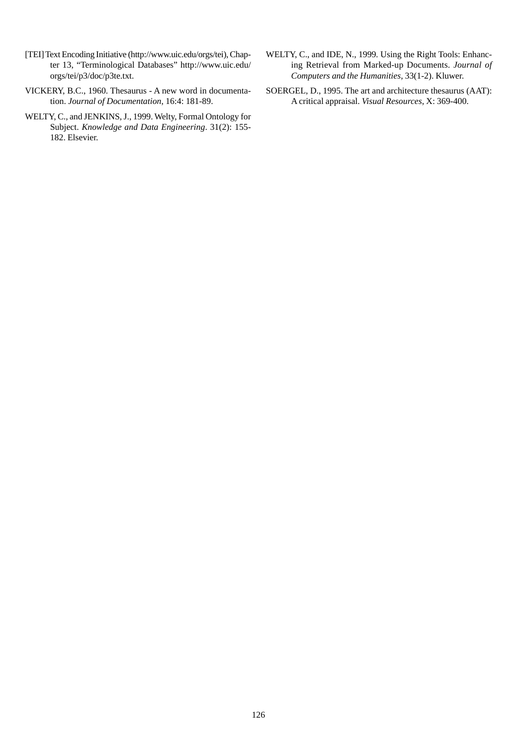[TEI] Text Encoding Initiative (http://www.uic.edu/orgs/tei), Chapter 13, "Terminological Databases" http://www.uic.edu/orgs/tei/p3/doc/p3te.txt.

VICKERY, B.C., 1960. Thesaurus - A new word in documentation. *Journal of Documentation*, 16:4: 181-89.

WELTY, C., and JENKINS, J., 1999. Welty, Formal Ontology for Subject. *Knowledge and Data Engineering*. 31(2): 155-182. Elsevier.

WELTY, C., and IDE, N., 1999. Using the Right Tools: Enhancing Retrieval from Marked-up Documents. *Journal of Computers and the Humanities*, 33(1-2). Kluwer.

SOERGEL, D., 1995. The art and architecture thesaurus (AAT): A critical appraisal. *Visual Resources*, X: 369-400.